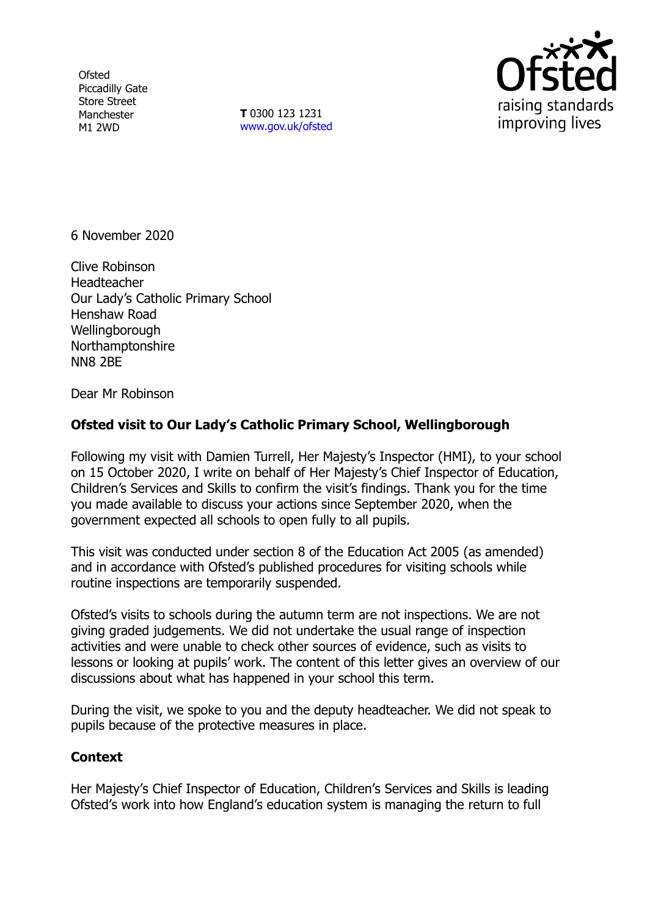Ofsted
Piccadilly Gate
Store Street
Manchester
M1 2WD

**T** 0300 123 1231
www.gov.uk/ofsted

6 November 2020

Clive Robinson
Headteacher
Our Lady's Catholic Primary School
Henshaw Road
Wellingborough
Northamptonshire
NN8 2BE

Dear Mr Robinson

**Ofsted visit to Our Lady's Catholic Primary School, Wellingborough**

Following my visit with Damien Turrell, Her Majesty's Inspector (HMI), to your school on 15 October 2020, I write on behalf of Her Majesty's Chief Inspector of Education, Children's Services and Skills to confirm the visit's findings. Thank you for the time you made available to discuss your actions since September 2020, when the government expected all schools to open fully to all pupils.

This visit was conducted under section 8 of the Education Act 2005 (as amended) and in accordance with Ofsted's published procedures for visiting schools while routine inspections are temporarily suspended.

Ofsted's visits to schools during the autumn term are not inspections. We are not giving graded judgements. We did not undertake the usual range of inspection activities and were unable to check other sources of evidence, such as visits to lessons or looking at pupils' work. The content of this letter gives an overview of our discussions about what has happened in your school this term.

During the visit, we spoke to you and the deputy headteacher. We did not speak to pupils because of the protective measures in place.

**Context**

Her Majesty's Chief Inspector of Education, Children's Services and Skills is leading Ofsted's work into how England's education system is managing the return to full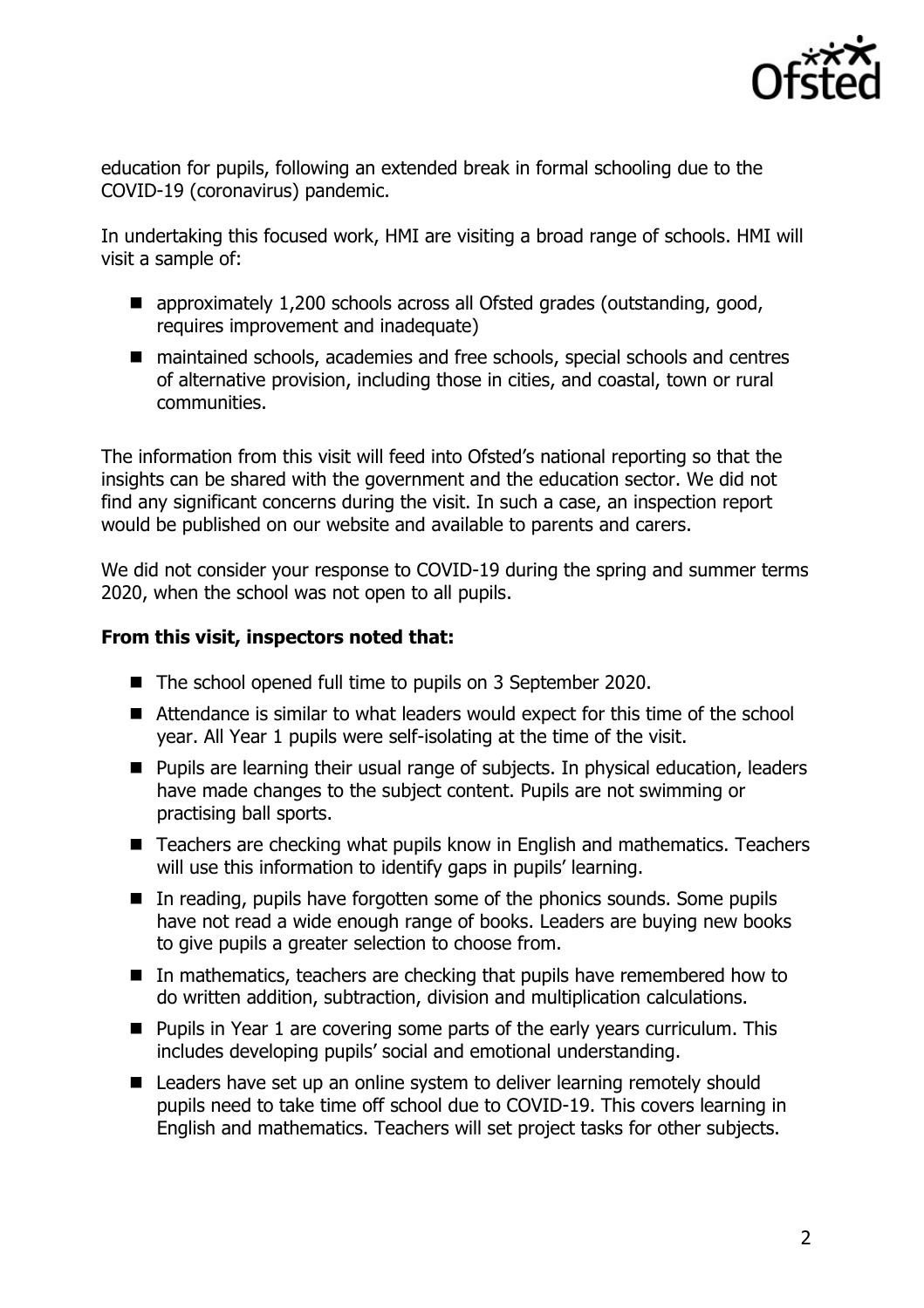education for pupils, following an extended break in formal schooling due to the COVID-19 (coronavirus) pandemic.

In undertaking this focused work, HMI are visiting a broad range of schools. HMI will visit a sample of:

- approximately 1,200 schools across all Ofsted grades (outstanding, good, requires improvement and inadequate)
- maintained schools, academies and free schools, special schools and centres of alternative provision, including those in cities, and coastal, town or rural communities.

The information from this visit will feed into Ofsted's national reporting so that the insights can be shared with the government and the education sector. We did not find any significant concerns during the visit. In such a case, an inspection report would be published on our website and available to parents and carers.

We did not consider your response to COVID-19 during the spring and summer terms 2020, when the school was not open to all pupils.

**From this visit, inspectors noted that:**

- The school opened full time to pupils on 3 September 2020.
- Attendance is similar to what leaders would expect for this time of the school year. All Year 1 pupils were self-isolating at the time of the visit.
- Pupils are learning their usual range of subjects. In physical education, leaders have made changes to the subject content. Pupils are not swimming or practising ball sports.
- Teachers are checking what pupils know in English and mathematics. Teachers will use this information to identify gaps in pupils' learning.
- In reading, pupils have forgotten some of the phonics sounds. Some pupils have not read a wide enough range of books. Leaders are buying new books to give pupils a greater selection to choose from.
- In mathematics, teachers are checking that pupils have remembered how to do written addition, subtraction, division and multiplication calculations.
- Pupils in Year 1 are covering some parts of the early years curriculum. This includes developing pupils' social and emotional understanding.
- Leaders have set up an online system to deliver learning remotely should pupils need to take time off school due to COVID-19. This covers learning in English and mathematics. Teachers will set project tasks for other subjects.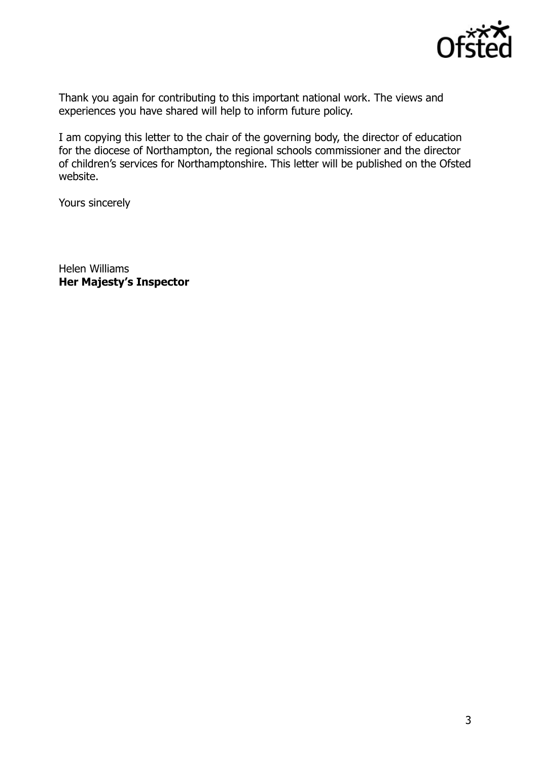Thank you again for contributing to this important national work. The views and experiences you have shared will help to inform future policy.

I am copying this letter to the chair of the governing body, the director of education for the diocese of Northampton, the regional schools commissioner and the director of children's services for Northamptonshire. This letter will be published on the Ofsted website.

Yours sincerely

Helen Williams
**Her Majesty's Inspector**